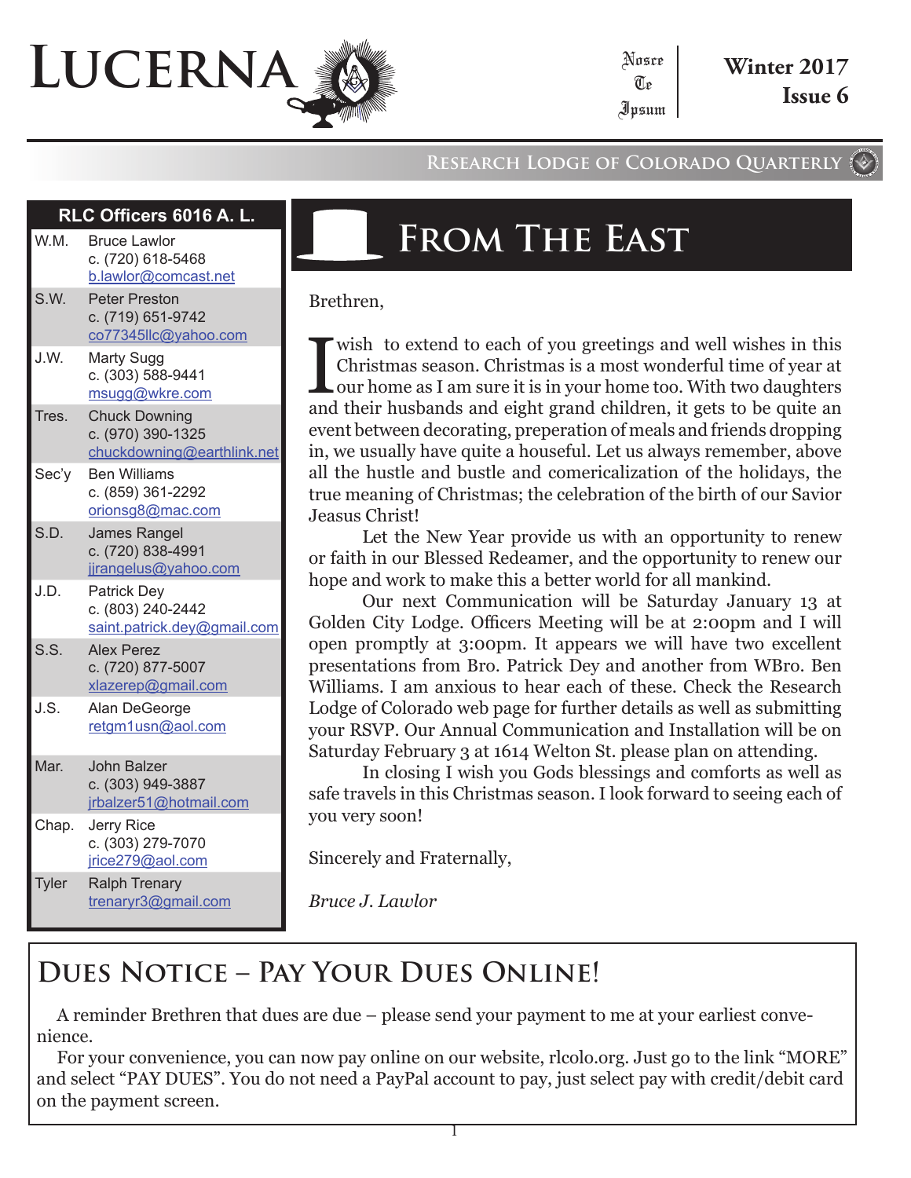# LUCERNA

Nosce Te Ipsum

**Winter 2017**
**Issue 6**

Research Lodge of Colorado Quarterly

| RLC Officers 6016 A. L. | |
|---|---|
| W.M. | Bruce Lawlor<br>c. (720) 618-5468<br>b.lawlor@comcast.net |
| S.W. | Peter Preston<br>c. (719) 651-9742<br>co77345llc@yahoo.com |
| J.W. | Marty Sugg<br>c. (303) 588-9441<br>msugg@wkre.com |
| Tres. | Chuck Downing<br>c. (970) 390-1325<br>chuckdowning@earthlink.net |
| Sec'y | Ben Williams<br>c. (859) 361-2292<br>oriongs8@mac.com |
| S.D. | James Rangel<br>c. (720) 838-4991<br>jjrangelus@yahoo.com |
| J.D. | Patrick Dey<br>c. (803) 240-2442<br>saint.patrick.dey@gmail.com |
| S.S. | Alex Perez<br>c. (720) 877-5007<br>xlazerep@gmail.com |
| J.S. | Alan DeGeorge<br>retgm1usn@aol.com |
| Mar. | John Balzer<br>c. (303) 949-3887<br>jrbalzer51@hotmail.com |
| Chap. | Jerry Rice<br>c. (303) 279-7070<br>jrice279@aol.com |
| Tyler | Ralph Trenary<br>trenaryr3@gmail.com |

## From The East

Brethren,

I wish to extend to each of you greetings and well wishes in this Christmas season. Christmas is a most wonderful time of year at our home as I am sure it is in your home too. With two daughters and their husbands and eight grand children, it gets to be quite an event between decorating, preperation of meals and friends dropping in, we usually have quite a houseful. Let us always remember, above all the hustle and bustle and comericalization of the holidays, the true meaning of Christmas; the celebration of the birth of our Savior Jeasus Christ!

Let the New Year provide us with an opportunity to renew or faith in our Blessed Redeamer, and the opportunity to renew our hope and work to make this a better world for all mankind.

Our next Communication will be Saturday January 13 at Golden City Lodge. Officers Meeting will be at 2:00pm and I will open promptly at 3:00pm. It appears we will have two excellent presentations from Bro. Patrick Dey and another from WBro. Ben Williams. I am anxious to hear each of these. Check the Research Lodge of Colorado web page for further details as well as submitting your RSVP. Our Annual Communication and Installation will be on Saturday February 3 at 1614 Welton St. please plan on attending.

In closing I wish you Gods blessings and comforts as well as safe travels in this Christmas season. I look forward to seeing each of you very soon!

Sincerely and Fraternally,

*Bruce J. Lawlor*

## Dues Notice – Pay Your Dues Online!

A reminder Brethren that dues are due – please send your payment to me at your earliest convenience.

For your convenience, you can now pay online on our website, rlcolo.org. Just go to the link "MORE" and select "PAY DUES". You do not need a PayPal account to pay, just select pay with credit/debit card on the payment screen.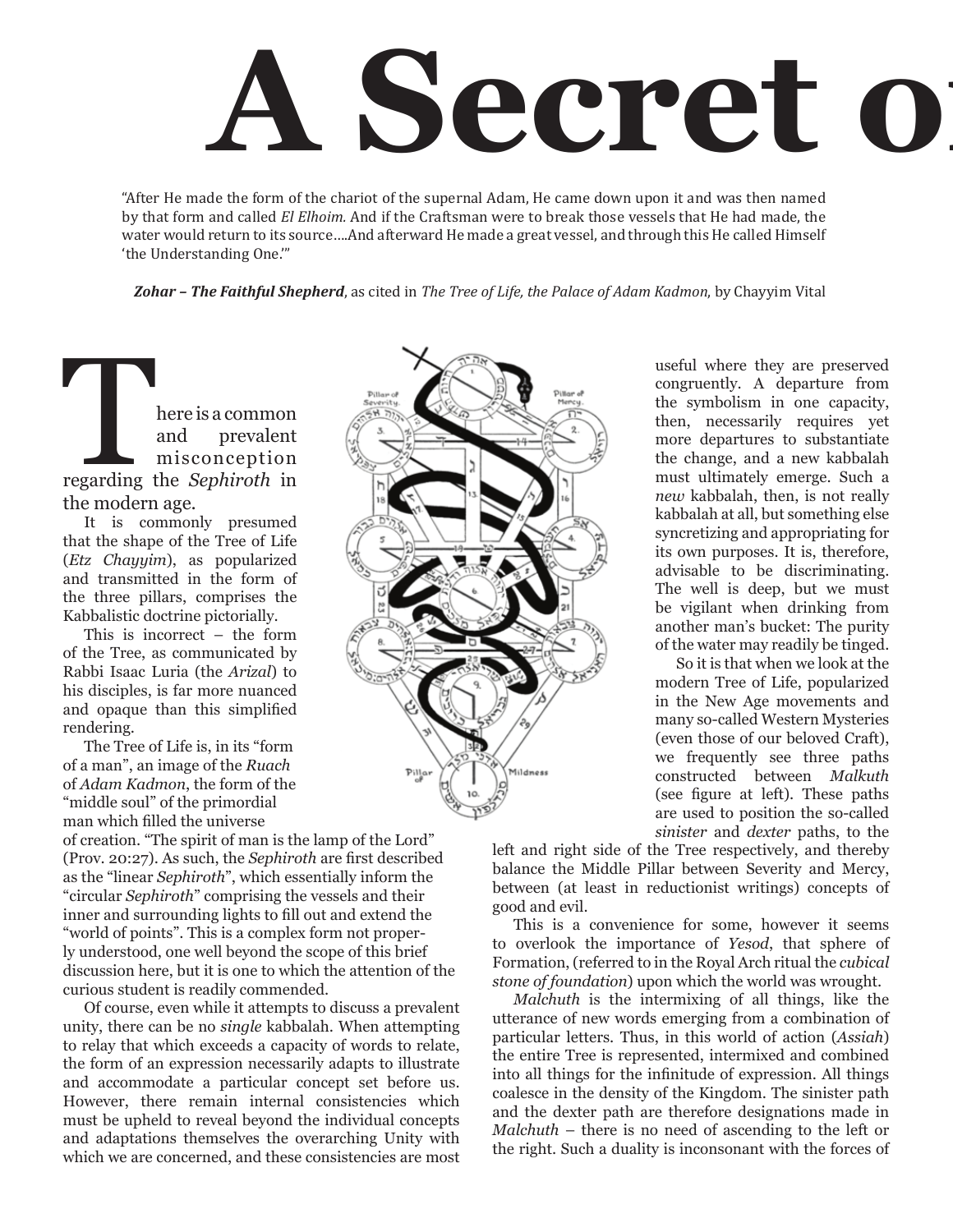# A Secret o

"After He made the form of the chariot of the supernal Adam, He came down upon it and was then named by that form and called *El Elhoim.* And if the Craftsman were to break those vessels that He had made, the water would return to its source....And afterward He made a great vessel, and through this He called Himself 'the Understanding One.'"

***Zohar – The Faithful Shepherd***, as cited in *The Tree of Life, the Palace of Adam Kadmon*, by Chayyim Vital

There is a common and prevalent misconception regarding the *Sephiroth* in the modern age.

It is commonly presumed that the shape of the Tree of Life (*Etz Chayyim*), as popularized and transmitted in the form of the three pillars, comprises the Kabbalistic doctrine pictorially.

This is incorrect – the form of the Tree, as communicated by Rabbi Isaac Luria (the *Arizal*) to his disciples, is far more nuanced and opaque than this simplified rendering.

The Tree of Life is, in its "form of a man", an image of the *Ruach* of *Adam Kadmon*, the form of the "middle soul" of the primordial man which filled the universe of creation. "The spirit of man is the lamp of the Lord" (Prov. 20:27). As such, the *Sephiroth* are first described as the "linear *Sephiroth*", which essentially inform the "circular *Sephiroth*" comprising the vessels and their inner and surrounding lights to fill out and extend the "world of points". This is a complex form not properly understood, one well beyond the scope of this brief discussion here, but it is one to which the attention of the curious student is readily commended.

Of course, even while it attempts to discuss a prevalent unity, there can be no *single* kabbalah. When attempting to relay that which exceeds a capacity of words to relate, the form of an expression necessarily adapts to illustrate and accommodate a particular concept set before us. However, there remain internal consistencies which must be upheld to reveal beyond the individual concepts and adaptations themselves the overarching Unity with which we are concerned, and these consistencies are most useful where they are preserved congruently. A departure from the symbolism in one capacity, then, necessarily requires yet more departures to substantiate the change, and a new kabbalah must ultimately emerge. Such a *new* kabbalah, then, is not really kabbalah at all, but something else syncretizing and appropriating for its own purposes. It is, therefore, advisable to be discriminating. The well is deep, but we must be vigilant when drinking from another man's bucket: The purity of the water may readily be tinged.

So it is that when we look at the modern Tree of Life, popularized in the New Age movements and many so-called Western Mysteries (even those of our beloved Craft), we frequently see three paths constructed between *Malkuth* (see figure at left). These paths are used to position the so-called *sinister* and *dexter* paths, to the left and right side of the Tree respectively, and thereby balance the Middle Pillar between Severity and Mercy, between (at least in reductionist writings) concepts of good and evil.

This is a convenience for some, however it seems to overlook the importance of *Yesod*, that sphere of Formation, (referred to in the Royal Arch ritual the *cubical stone of foundation*) upon which the world was wrought.

*Malchuth* is the intermixing of all things, like the utterance of new words emerging from a combination of particular letters. Thus, in this world of action (*Assiah*) the entire Tree is represented, intermixed and combined into all things for the infinitude of expression. All things coalesce in the density of the Kingdom. The sinister path and the dexter path are therefore designations made in *Malchuth* – there is no need of ascending to the left or the right. Such a duality is inconsonant with the forces of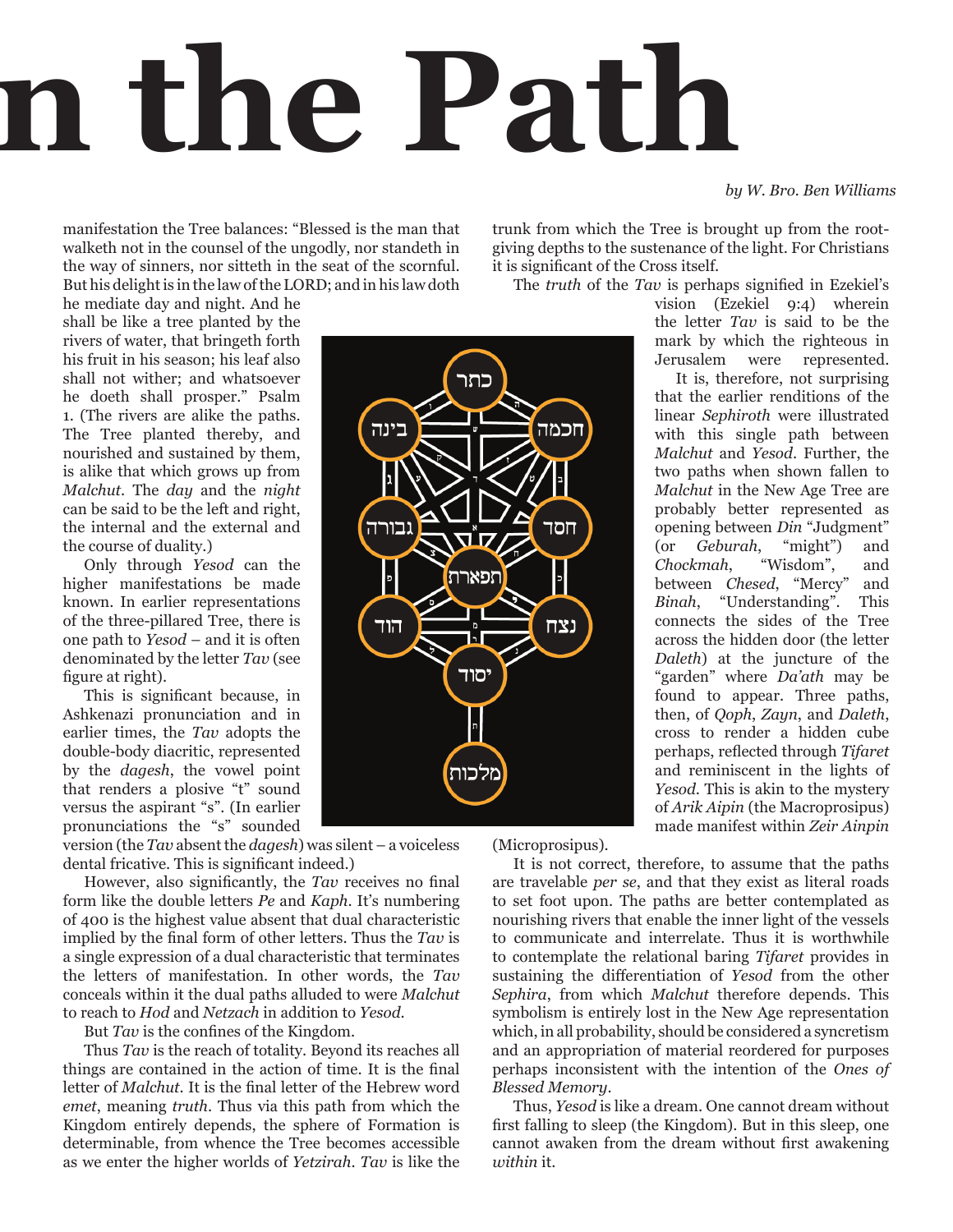# n the Path

*by W. Bro. Ben Williams*

manifestation the Tree balances: "Blessed is the man that walketh not in the counsel of the ungodly, nor standeth in the way of sinners, nor sitteth in the seat of the scornful. But his delight is in the law of the LORD; and in his law doth he mediate day and night. And he shall be like a tree planted by the rivers of water, that bringeth forth his fruit in his season; his leaf also shall not wither; and whatsoever he doeth shall prosper." Psalm 1. (The rivers are alike the paths. The Tree planted thereby, and nourished and sustained by them, is alike that which grows up from *Malchut*. The *day* and the *night* can be said to be the left and right, the internal and the external and the course of duality.)

Only through *Yesod* can the higher manifestations be made known. In earlier representations of the three-pillared Tree, there is one path to *Yesod* – and it is often denominated by the letter *Tav* (see figure at right).

This is significant because, in Ashkenazi pronunciation and in earlier times, the *Tav* adopts the double-body diacritic, represented by the *dagesh*, the vowel point that renders a plosive "t" sound versus the aspirant "s". (In earlier pronunciations the "s" sounded version (the *Tav* absent the *dagesh*) was silent – a voiceless dental fricative. This is significant indeed.)

However, also significantly, the *Tav* receives no final form like the double letters *Pe* and *Kaph*. It's numbering of 400 is the highest value absent that dual characteristic implied by the final form of other letters. Thus the *Tav* is a single expression of a dual characteristic that terminates the letters of manifestation. In other words, the *Tav* conceals within it the dual paths alluded to were *Malchut* to reach to *Hod* and *Netzach* in addition to *Yesod*.

But *Tav* is the confines of the Kingdom.

Thus *Tav* is the reach of totality. Beyond its reaches all things are contained in the action of time. It is the final letter of *Malchut*. It is the final letter of the Hebrew word *emet*, meaning *truth*. Thus via this path from which the Kingdom entirely depends, the sphere of Formation is determinable, from whence the Tree becomes accessible as we enter the higher worlds of *Yetzirah*. *Tav* is like the trunk from which the Tree is brought up from the root-giving depths to the sustenance of the light. For Christians it is significant of the Cross itself.

The *truth* of the *Tav* is perhaps signified in Ezekiel's vision (Ezekiel 9:4) wherein the letter *Tav* is said to be the mark by which the righteous in Jerusalem were represented.

It is, therefore, not surprising that the earlier renditions of the linear *Sephiroth* were illustrated with this single path between *Malchut* and *Yesod*. Further, the two paths when shown fallen to *Malchut* in the New Age Tree are probably better represented as opening between *Din* "Judgement" (or *Geburah*, "might") and *Chockmah*, "Wisdom", and between *Chesed*, "Mercy" and *Binah*, "Understanding". This connects the sides of the Tree across the hidden door (the letter *Daleth*) at the juncture of the "garden" where *Da'ath* may be found to appear. Three paths, then, of *Qoph*, *Zayn*, and *Daleth*, cross to render a hidden cube perhaps, reflected through *Tifaret* and reminiscent in the lights of *Yesod*. This is akin to the mystery of *Arik Aipin* (the Macroprosipus) made manifest within *Zeir Ainpin* (Microprosipus).

It is not correct, therefore, to assume that the paths are travelable *per se*, and that they exist as literal roads to set foot upon. The paths are better contemplated as nourishing rivers that enable the inner light of the vessels to communicate and interrelate. Thus it is worthwhile to contemplate the relational baring *Tifaret* provides in sustaining the differentiation of *Yesod* from the other *Sephira*, from which *Malchut* therefore depends. This symbolism is entirely lost in the New Age representation which, in all probability, should be considered a syncretism and an appropriation of material reordered for purposes perhaps inconsistent with the intention of the *Ones of Blessed Memory*.

Thus, *Yesod* is like a dream. One cannot dream without first falling to sleep (the Kingdom). But in this sleep, one cannot awaken from the dream without first awakening *within* it.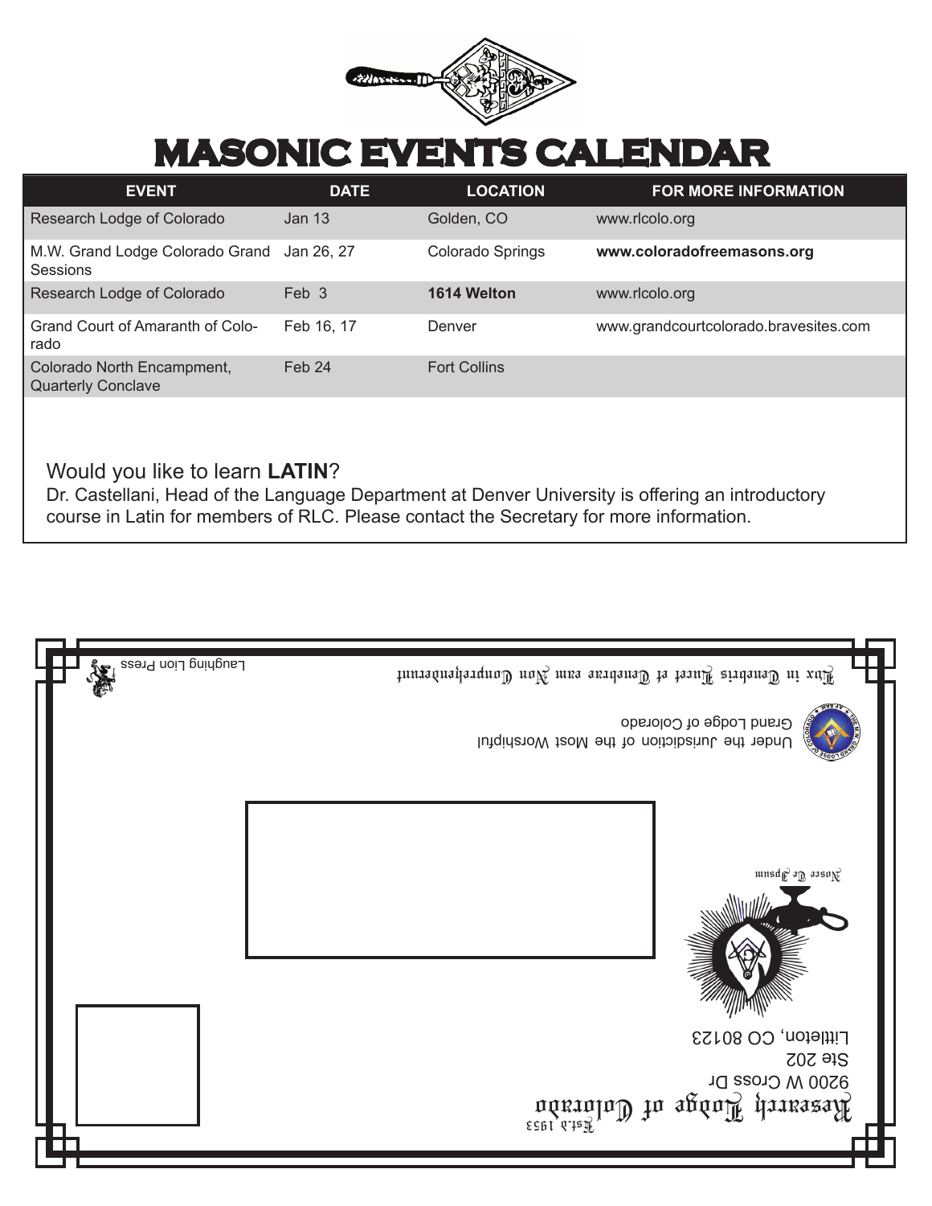# MASONIC EVENTS CALENDAR

| EVENT | DATE | LOCATION | FOR MORE INFORMATION |
|---|---|---|---|
| Research Lodge of Colorado | Jan 13 | Golden, CO | www.rlcolo.org |
| M.W. Grand Lodge Colorado Grand Sessions | Jan 26, 27 | Colorado Springs | **www.coloradofreemasons.org** |
| Research Lodge of Colorado | Feb 3 | **1614 Welton** | www.rlcolo.org |
| Grand Court of Amaranth of Colorado | Feb 16, 17 | Denver | www.grandcourtcolorado.bravesites.com |
| Colorado North Encampment, Quarterly Conclave | Feb 24 | Fort Collins | |

Would you like to learn **LATIN**?

Dr. Castellani, Head of the Language Department at Denver University is offering an introductory course in Latin for members of RLC. Please contact the Secretary for more information.

Laughing Lion Press

Lux in Tenebris Lucet et Tenebrae eam Non Comprehenderunt

Under the Jurisdiction of the Most Worshipful Grand Lodge of Colorado

Nosce Te Ipsum

Research Lodge of Colorado
Est.d 1953
9200 W Cross Dr
Ste 202
Littleton, CO 80123